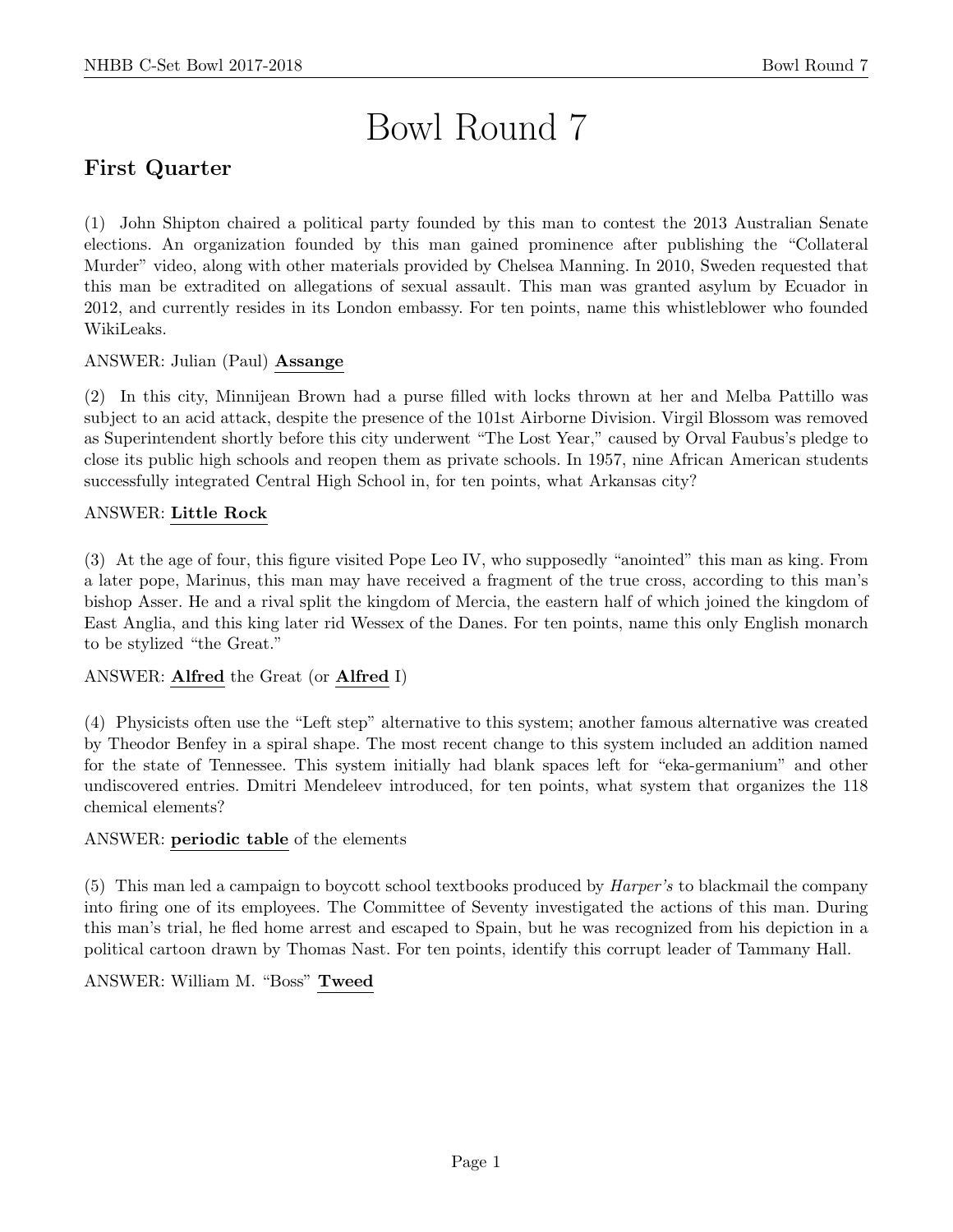# Bowl Round 7

## First Quarter

(1) John Shipton chaired a political party founded by this man to contest the 2013 Australian Senate elections. An organization founded by this man gained prominence after publishing the "Collateral Murder" video, along with other materials provided by Chelsea Manning. In 2010, Sweden requested that this man be extradited on allegations of sexual assault. This man was granted asylum by Ecuador in 2012, and currently resides in its London embassy. For ten points, name this whistleblower who founded WikiLeaks.

ANSWER: Julian (Paul) **Assange**

(2) In this city, Minnijean Brown had a purse filled with locks thrown at her and Melba Pattillo was subject to an acid attack, despite the presence of the 101st Airborne Division. Virgil Blossom was removed as Superintendent shortly before this city underwent "The Lost Year," caused by Orval Faubus's pledge to close its public high schools and reopen them as private schools. In 1957, nine African American students successfully integrated Central High School in, for ten points, what Arkansas city?

ANSWER: **Little Rock**

(3) At the age of four, this figure visited Pope Leo IV, who supposedly "anointed" this man as king. From a later pope, Marinus, this man may have received a fragment of the true cross, according to this man's bishop Asser. He and a rival split the kingdom of Mercia, the eastern half of which joined the kingdom of East Anglia, and this king later rid Wessex of the Danes. For ten points, name this only English monarch to be stylized "the Great."

ANSWER: **Alfred** the Great (or **Alfred** I)

(4) Physicists often use the "Left step" alternative to this system; another famous alternative was created by Theodor Benfey in a spiral shape. The most recent change to this system included an addition named for the state of Tennessee. This system initially had blank spaces left for "eka-germanium" and other undiscovered entries. Dmitri Mendeleev introduced, for ten points, what system that organizes the 118 chemical elements?

ANSWER: **periodic table** of the elements

(5) This man led a campaign to boycott school textbooks produced by *Harper's* to blackmail the company into firing one of its employees. The Committee of Seventy investigated the actions of this man. During this man's trial, he fled home arrest and escaped to Spain, but he was recognized from his depiction in a political cartoon drawn by Thomas Nast. For ten points, identify this corrupt leader of Tammany Hall.

ANSWER: William M. "Boss" **Tweed**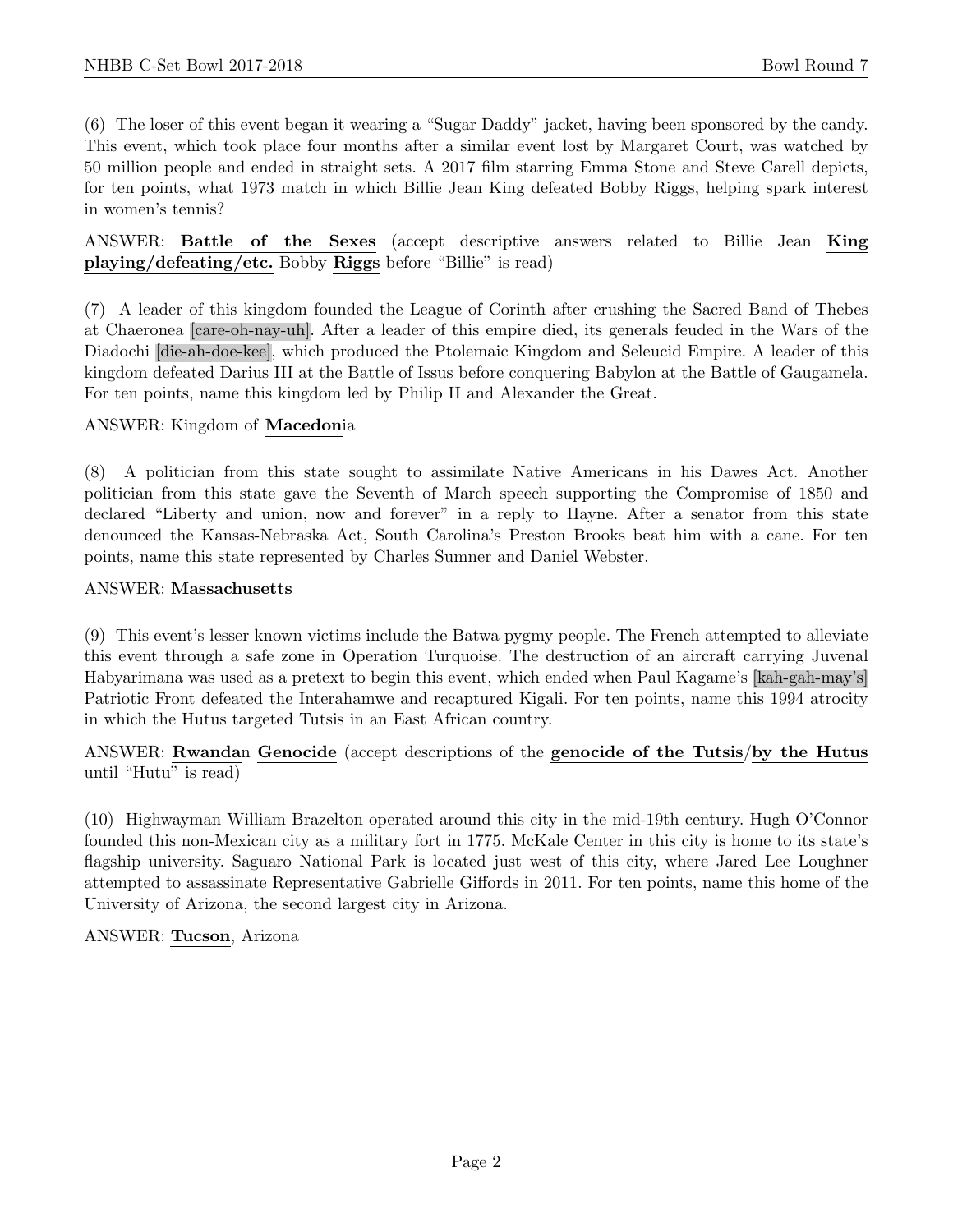(6) The loser of this event began it wearing a "Sugar Daddy" jacket, having been sponsored by the candy. This event, which took place four months after a similar event lost by Margaret Court, was watched by 50 million people and ended in straight sets. A 2017 film starring Emma Stone and Steve Carell depicts, for ten points, what 1973 match in which Billie Jean King defeated Bobby Riggs, helping spark interest in women's tennis?

ANSWER: **Battle of the Sexes** (accept descriptive answers related to Billie Jean **King playing/defeating/etc.** Bobby **Riggs** before "Billie" is read)

(7) A leader of this kingdom founded the League of Corinth after crushing the Sacred Band of Thebes at Chaeronea [care-oh-nay-uh]. After a leader of this empire died, its generals feuded in the Wars of the Diadochi [die-ah-doe-kee], which produced the Ptolemaic Kingdom and Seleucid Empire. A leader of this kingdom defeated Darius III at the Battle of Issus before conquering Babylon at the Battle of Gaugamela. For ten points, name this kingdom led by Philip II and Alexander the Great.

ANSWER: Kingdom of **Macedon**ia

(8) A politician from this state sought to assimilate Native Americans in his Dawes Act. Another politician from this state gave the Seventh of March speech supporting the Compromise of 1850 and declared "Liberty and union, now and forever" in a reply to Hayne. After a senator from this state denounced the Kansas-Nebraska Act, South Carolina's Preston Brooks beat him with a cane. For ten points, name this state represented by Charles Sumner and Daniel Webster.

ANSWER: **Massachusetts**

(9) This event's lesser known victims include the Batwa pygmy people. The French attempted to alleviate this event through a safe zone in Operation Turquoise. The destruction of an aircraft carrying Juvenal Habyarimana was used as a pretext to begin this event, which ended when Paul Kagame's [kah-gah-may's] Patriotic Front defeated the Interahamwe and recaptured Kigali. For ten points, name this 1994 atrocity in which the Hutus targeted Tutsis in an East African country.

ANSWER: **Rwanda**n **Genocide** (accept descriptions of the **genocide of the Tutsis**/**by the Hutus** until "Hutu" is read)

(10) Highwayman William Brazelton operated around this city in the mid-19th century. Hugh O'Connor founded this non-Mexican city as a military fort in 1775. McKale Center in this city is home to its state's flagship university. Saguaro National Park is located just west of this city, where Jared Lee Loughner attempted to assassinate Representative Gabrielle Giffords in 2011. For ten points, name this home of the University of Arizona, the second largest city in Arizona.

ANSWER: **Tucson**, Arizona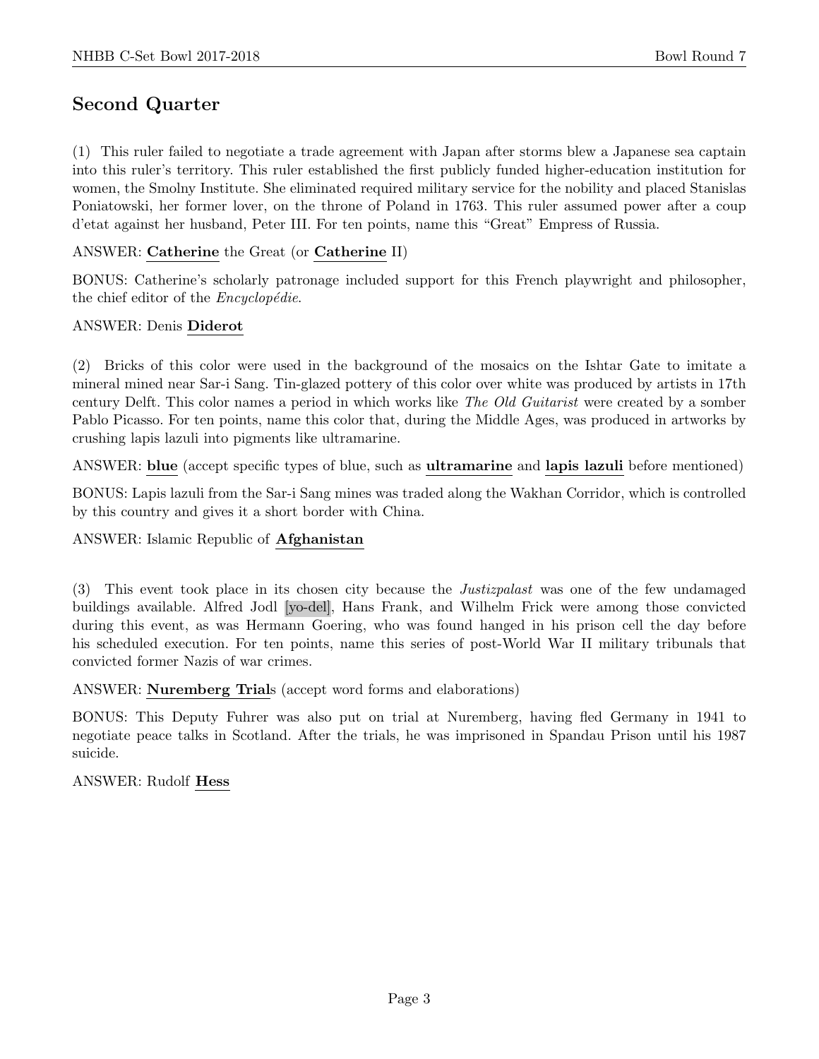## Second Quarter

(1) This ruler failed to negotiate a trade agreement with Japan after storms blew a Japanese sea captain into this ruler's territory. This ruler established the first publicly funded higher-education institution for women, the Smolny Institute. She eliminated required military service for the nobility and placed Stanislas Poniatowski, her former lover, on the throne of Poland in 1763. This ruler assumed power after a coup d'etat against her husband, Peter III. For ten points, name this "Great" Empress of Russia.

ANSWER: **Catherine** the Great (or **Catherine** II)

BONUS: Catherine's scholarly patronage included support for this French playwright and philosopher, the chief editor of the *Encyclopédie*.

ANSWER: Denis **Diderot**

(2) Bricks of this color were used in the background of the mosaics on the Ishtar Gate to imitate a mineral mined near Sar-i Sang. Tin-glazed pottery of this color over white was produced by artists in 17th century Delft. This color names a period in which works like *The Old Guitarist* were created by a somber Pablo Picasso. For ten points, name this color that, during the Middle Ages, was produced in artworks by crushing lapis lazuli into pigments like ultramarine.

ANSWER: **blue** (accept specific types of blue, such as **ultramarine** and **lapis lazuli** before mentioned)

BONUS: Lapis lazuli from the Sar-i Sang mines was traded along the Wakhan Corridor, which is controlled by this country and gives it a short border with China.

ANSWER: Islamic Republic of **Afghanistan**

(3) This event took place in its chosen city because the *Justizpalast* was one of the few undamaged buildings available. Alfred Jodl [yo-del], Hans Frank, and Wilhelm Frick were among those convicted during this event, as was Hermann Goering, who was found hanged in his prison cell the day before his scheduled execution. For ten points, name this series of post-World War II military tribunals that convicted former Nazis of war crimes.

ANSWER: **Nuremberg Trial**s (accept word forms and elaborations)

BONUS: This Deputy Fuhrer was also put on trial at Nuremberg, having fled Germany in 1941 to negotiate peace talks in Scotland. After the trials, he was imprisoned in Spandau Prison until his 1987 suicide.

ANSWER: Rudolf **Hess**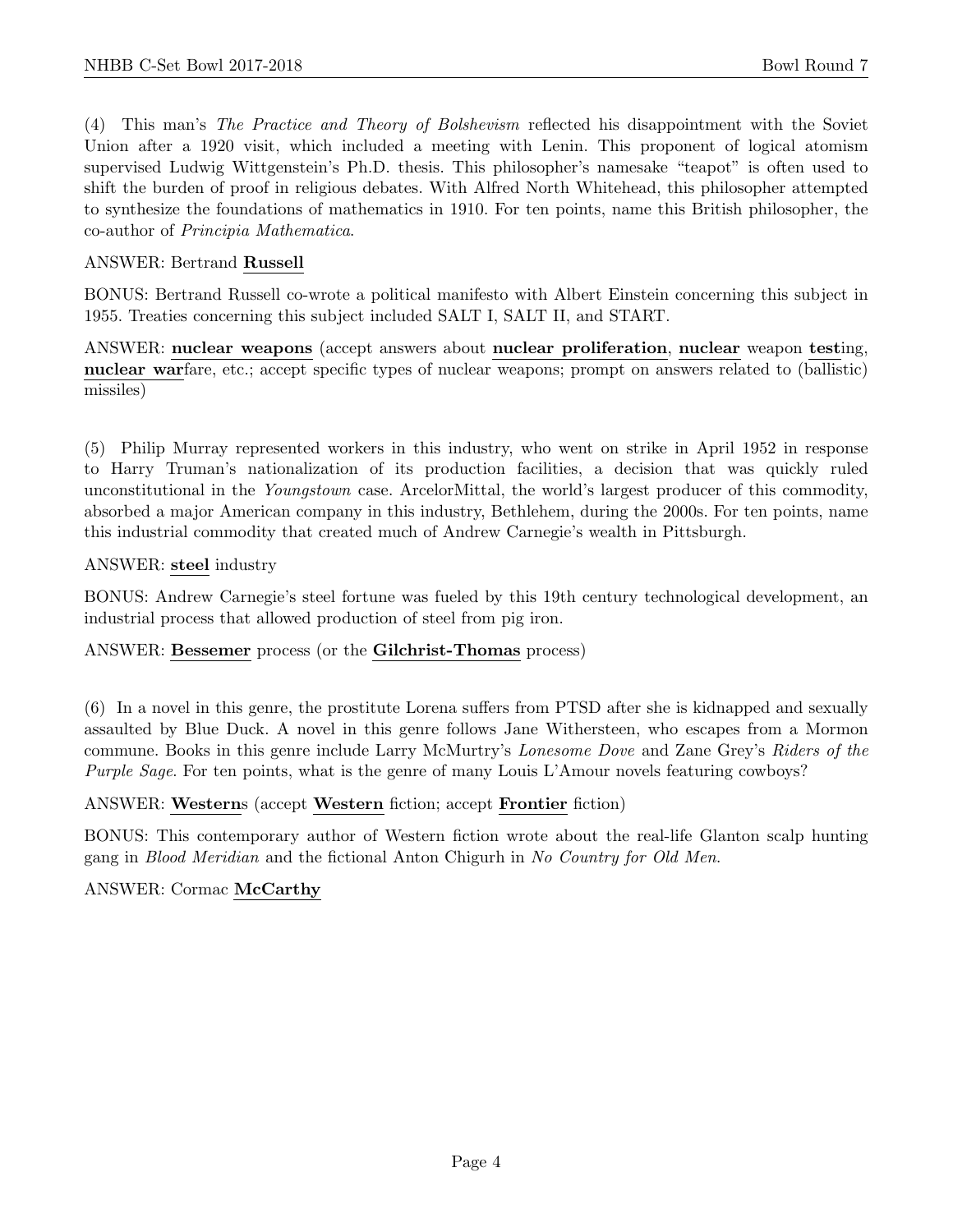(4) This man's *The Practice and Theory of Bolshevism* reflected his disappointment with the Soviet Union after a 1920 visit, which included a meeting with Lenin. This proponent of logical atomism supervised Ludwig Wittgenstein's Ph.D. thesis. This philosopher's namesake "teapot" is often used to shift the burden of proof in religious debates. With Alfred North Whitehead, this philosopher attempted to synthesize the foundations of mathematics in 1910. For ten points, name this British philosopher, the co-author of *Principia Mathematica*.

ANSWER: Bertrand **Russell**

BONUS: Bertrand Russell co-wrote a political manifesto with Albert Einstein concerning this subject in 1955. Treaties concerning this subject included SALT I, SALT II, and START.

ANSWER: **nuclear weapons** (accept answers about **nuclear proliferation**, **nuclear** weapon **test**ing, **nuclear war**fare, etc.; accept specific types of nuclear weapons; prompt on answers related to (ballistic) missiles)

(5) Philip Murray represented workers in this industry, who went on strike in April 1952 in response to Harry Truman's nationalization of its production facilities, a decision that was quickly ruled unconstitutional in the *Youngstown* case. ArcelorMittal, the world's largest producer of this commodity, absorbed a major American company in this industry, Bethlehem, during the 2000s. For ten points, name this industrial commodity that created much of Andrew Carnegie's wealth in Pittsburgh.

ANSWER: **steel** industry

BONUS: Andrew Carnegie's steel fortune was fueled by this 19th century technological development, an industrial process that allowed production of steel from pig iron.

ANSWER: **Bessemer** process (or the **Gilchrist-Thomas** process)

(6) In a novel in this genre, the prostitute Lorena suffers from PTSD after she is kidnapped and sexually assaulted by Blue Duck. A novel in this genre follows Jane Withersteen, who escapes from a Mormon commune. Books in this genre include Larry McMurtry's *Lonesome Dove* and Zane Grey's *Riders of the Purple Sage*. For ten points, what is the genre of many Louis L'Amour novels featuring cowboys?

ANSWER: **Western**s (accept **Western** fiction; accept **Frontier** fiction)

BONUS: This contemporary author of Western fiction wrote about the real-life Glanton scalp hunting gang in *Blood Meridian* and the fictional Anton Chigurh in *No Country for Old Men*.

ANSWER: Cormac **McCarthy**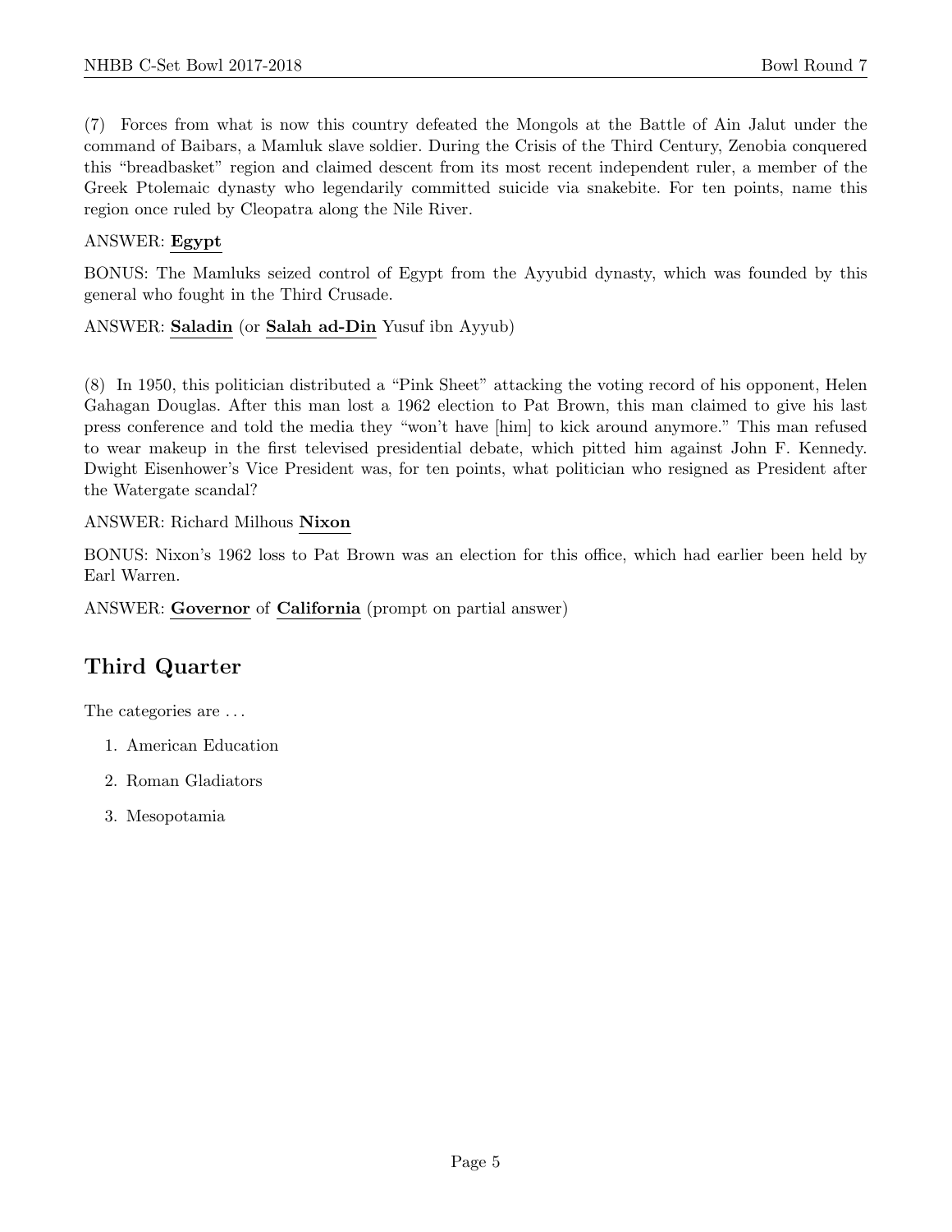(7) Forces from what is now this country defeated the Mongols at the Battle of Ain Jalut under the command of Baibars, a Mamluk slave soldier. During the Crisis of the Third Century, Zenobia conquered this "breadbasket" region and claimed descent from its most recent independent ruler, a member of the Greek Ptolemaic dynasty who legendarily committed suicide via snakebite. For ten points, name this region once ruled by Cleopatra along the Nile River.

ANSWER: **Egypt**

BONUS: The Mamluks seized control of Egypt from the Ayyubid dynasty, which was founded by this general who fought in the Third Crusade.

ANSWER: **Saladin** (or **Salah ad-Din** Yusuf ibn Ayyub)

(8) In 1950, this politician distributed a "Pink Sheet" attacking the voting record of his opponent, Helen Gahagan Douglas. After this man lost a 1962 election to Pat Brown, this man claimed to give his last press conference and told the media they "won't have [him] to kick around anymore." This man refused to wear makeup in the first televised presidential debate, which pitted him against John F. Kennedy. Dwight Eisenhower's Vice President was, for ten points, what politician who resigned as President after the Watergate scandal?

ANSWER: Richard Milhous **Nixon**

BONUS: Nixon's 1962 loss to Pat Brown was an election for this office, which had earlier been held by Earl Warren.

ANSWER: **Governor** of **California** (prompt on partial answer)

## Third Quarter

The categories are ...

1. American Education
2. Roman Gladiators
3. Mesopotamia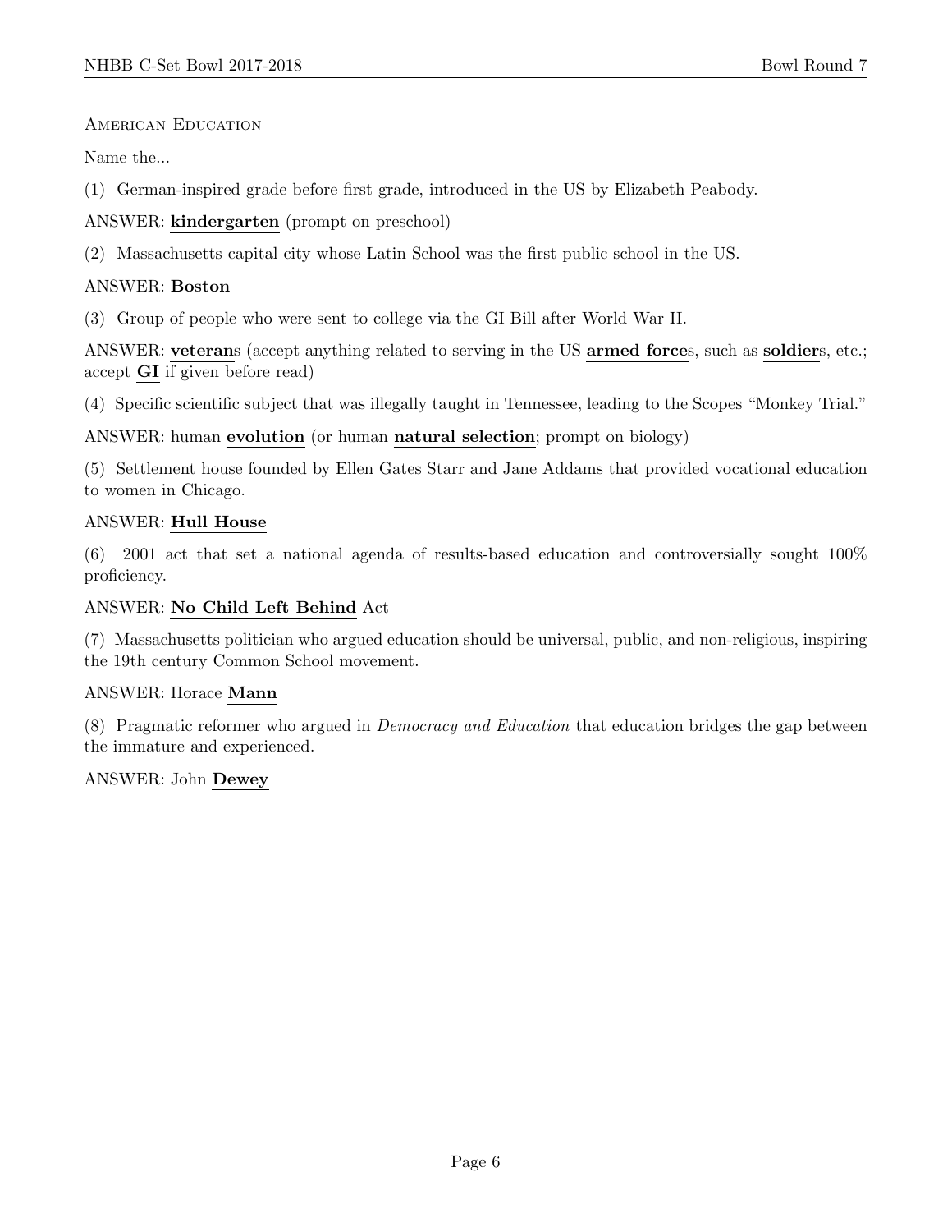American Education

Name the...

(1) German-inspired grade before first grade, introduced in the US by Elizabeth Peabody.

ANSWER: **kindergarten** (prompt on preschool)

(2) Massachusetts capital city whose Latin School was the first public school in the US.

ANSWER: **Boston**

(3) Group of people who were sent to college via the GI Bill after World War II.

ANSWER: **veteran**s (accept anything related to serving in the US **armed force**s, such as **soldier**s, etc.; accept **GI** if given before read)

(4) Specific scientific subject that was illegally taught in Tennessee, leading to the Scopes "Monkey Trial."

ANSWER: human **evolution** (or human **natural selection**; prompt on biology)

(5) Settlement house founded by Ellen Gates Starr and Jane Addams that provided vocational education to women in Chicago.

ANSWER: **Hull House**

(6) 2001 act that set a national agenda of results-based education and controversially sought 100% proficiency.

ANSWER: **No Child Left Behind** Act

(7) Massachusetts politician who argued education should be universal, public, and non-religious, inspiring the 19th century Common School movement.

ANSWER: Horace **Mann**

(8) Pragmatic reformer who argued in *Democracy and Education* that education bridges the gap between the immature and experienced.

ANSWER: John **Dewey**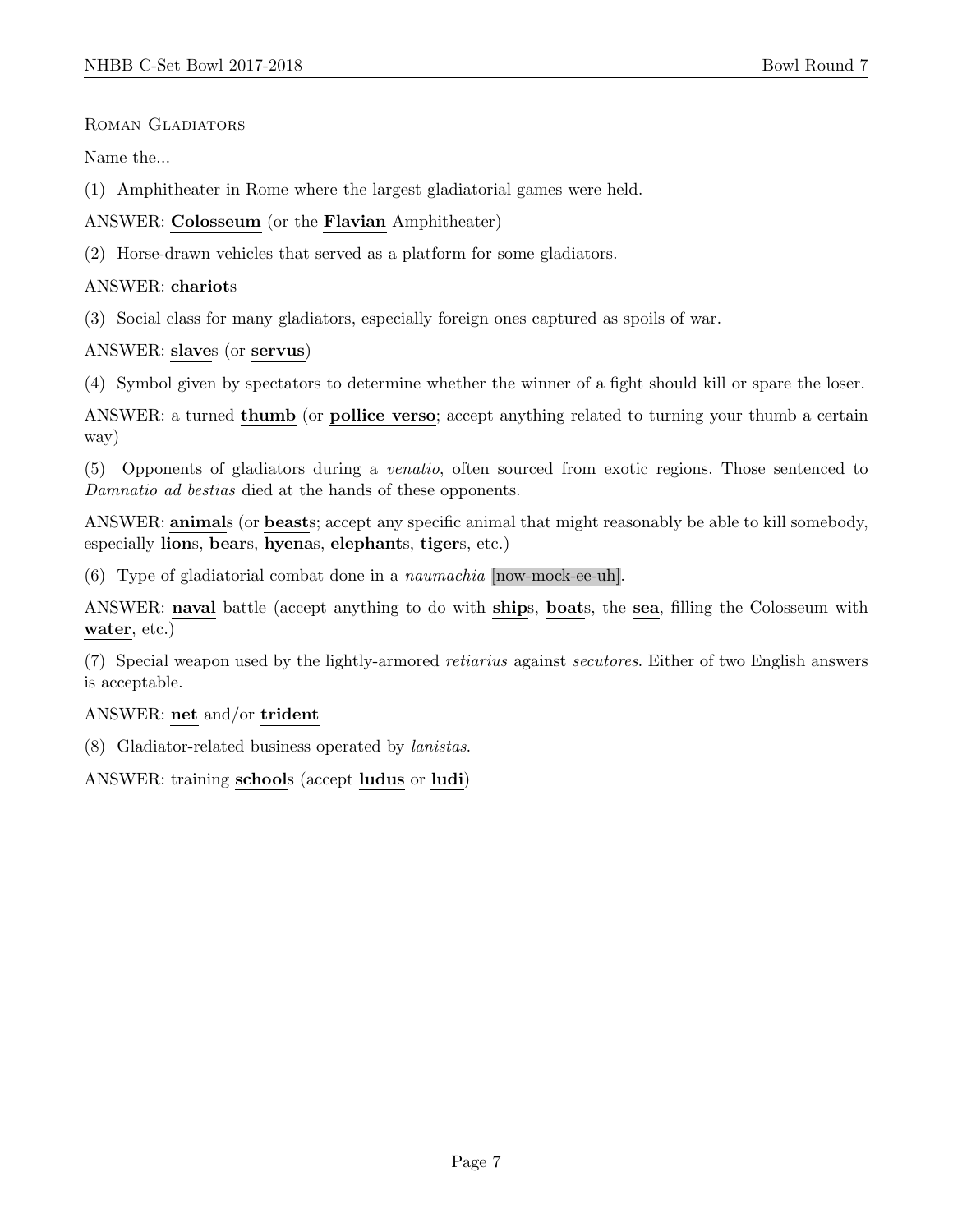Roman Gladiators

Name the...

(1) Amphitheater in Rome where the largest gladiatorial games were held.

ANSWER: **Colosseum** (or the **Flavian** Amphitheater)

(2) Horse-drawn vehicles that served as a platform for some gladiators.

ANSWER: **chariot**s

(3) Social class for many gladiators, especially foreign ones captured as spoils of war.

ANSWER: **slave**s (or **servus**)

(4) Symbol given by spectators to determine whether the winner of a fight should kill or spare the loser.

ANSWER: a turned **thumb** (or **pollice verso**; accept anything related to turning your thumb a certain way)

(5) Opponents of gladiators during a *venatio*, often sourced from exotic regions. Those sentenced to *Damnatio ad bestias* died at the hands of these opponents.

ANSWER: **animal**s (or **beast**s; accept any specific animal that might reasonably be able to kill somebody, especially **lion**s, **bear**s, **hyena**s, **elephant**s, **tiger**s, etc.)

(6) Type of gladiatorial combat done in a *naumachia* [now-mock-ee-uh].

ANSWER: **naval** battle (accept anything to do with **ship**s, **boat**s, the **sea**, filling the Colosseum with **water**, etc.)

(7) Special weapon used by the lightly-armored *retiarius* against *secutores*. Either of two English answers is acceptable.

ANSWER: **net** and/or **trident**

(8) Gladiator-related business operated by *lanistas*.

ANSWER: training **school**s (accept **ludus** or **ludi**)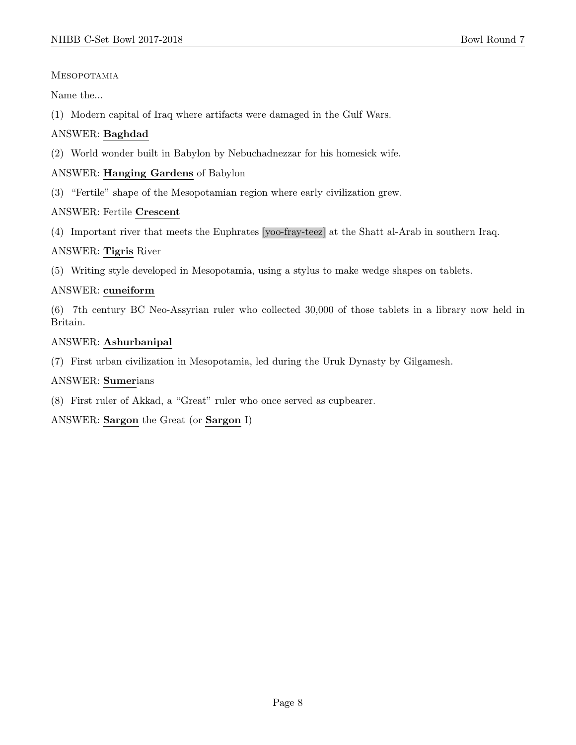MESOPOTAMIA

Name the...

(1) Modern capital of Iraq where artifacts were damaged in the Gulf Wars.

ANSWER: **Baghdad**

(2) World wonder built in Babylon by Nebuchadnezzar for his homesick wife.

ANSWER: **Hanging Gardens** of Babylon

(3) "Fertile" shape of the Mesopotamian region where early civilization grew.

ANSWER: Fertile **Crescent**

(4) Important river that meets the Euphrates [yoo-fray-teez] at the Shatt al-Arab in southern Iraq.

ANSWER: **Tigris** River

(5) Writing style developed in Mesopotamia, using a stylus to make wedge shapes on tablets.

ANSWER: **cuneiform**

(6) 7th century BC Neo-Assyrian ruler who collected 30,000 of those tablets in a library now held in Britain.

ANSWER: **Ashurbanipal**

(7) First urban civilization in Mesopotamia, led during the Uruk Dynasty by Gilgamesh.

ANSWER: **Sumer**ians

(8) First ruler of Akkad, a "Great" ruler who once served as cupbearer.

ANSWER: **Sargon** the Great (or **Sargon** I)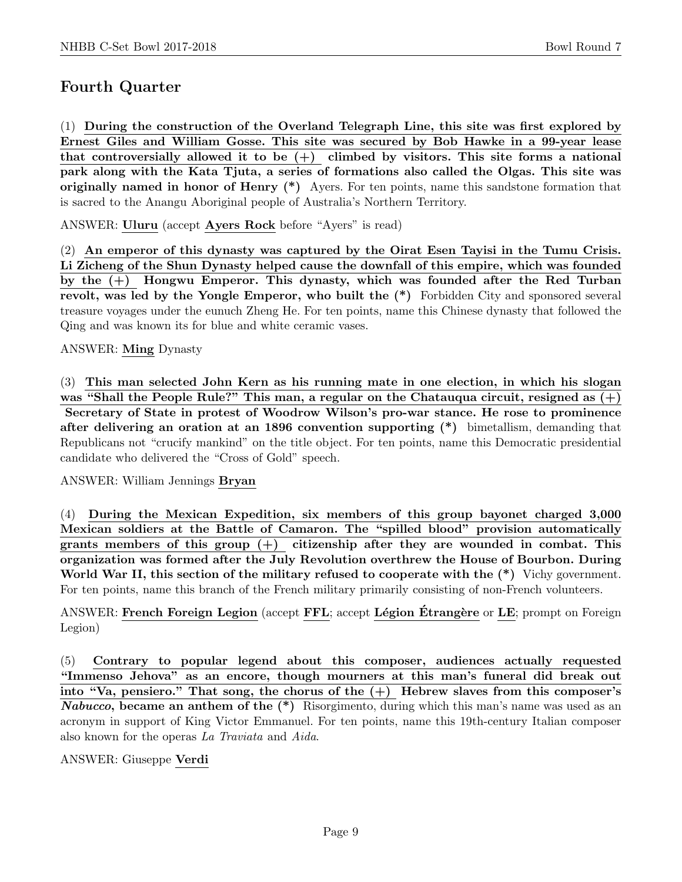## Fourth Quarter

(1) **During the construction of the Overland Telegraph Line, this site was first explored by Ernest Giles and William Gosse. This site was secured by Bob Hawke in a 99-year lease that controversially allowed it to be (+) climbed by visitors. This site forms a national park along with the Kata Tjuta, a series of formations also called the Olgas. This site was originally named in honor of Henry (*)** Ayers. For ten points, name this sandstone formation that is sacred to the Anangu Aboriginal people of Australia's Northern Territory.

ANSWER: **Uluru** (accept **Ayers Rock** before "Ayers" is read)

(2) **An emperor of this dynasty was captured by the Oirat Esen Tayisi in the Tumu Crisis. Li Zicheng of the Shun Dynasty helped cause the downfall of this empire, which was founded by the (+) Hongwu Emperor. This dynasty, which was founded after the Red Turban revolt, was led by the Yongle Emperor, who built the (*)** Forbidden City and sponsored several treasure voyages under the eunuch Zheng He. For ten points, name this Chinese dynasty that followed the Qing and was known its for blue and white ceramic vases.

ANSWER: **Ming** Dynasty

(3) **This man selected John Kern as his running mate in one election, in which his slogan was "Shall the People Rule?" This man, a regular on the Chatauqua circuit, resigned as (+) Secretary of State in protest of Woodrow Wilson's pro-war stance. He rose to prominence after delivering an oration at an 1896 convention supporting (*)** bimetallism, demanding that Republicans not "crucify mankind" on the title object. For ten points, name this Democratic presidential candidate who delivered the "Cross of Gold" speech.

ANSWER: William Jennings **Bryan**

(4) **During the Mexican Expedition, six members of this group bayonet charged 3,000 Mexican soldiers at the Battle of Camaron. The "spilled blood" provision automatically grants members of this group (+) citizenship after they are wounded in combat. This organization was formed after the July Revolution overthrew the House of Bourbon. During World War II, this section of the military refused to cooperate with the (*)** Vichy government. For ten points, name this branch of the French military primarily consisting of non-French volunteers.

ANSWER: **French Foreign Legion** (accept **FFL**; accept **Légion Étrangère** or **LE**; prompt on Foreign Legion)

(5) **Contrary to popular legend about this composer, audiences actually requested "Immenso Jehova" as an encore, though mourners at this man's funeral did break out into "Va, pensiero." That song, the chorus of the (+) Hebrew slaves from this composer's *Nabucco*, became an anthem of the (*)** Risorgimento, during which this man's name was used as an acronym in support of King Victor Emmanuel. For ten points, name this 19th-century Italian composer also known for the operas *La Traviata* and *Aida*.

ANSWER: Giuseppe **Verdi**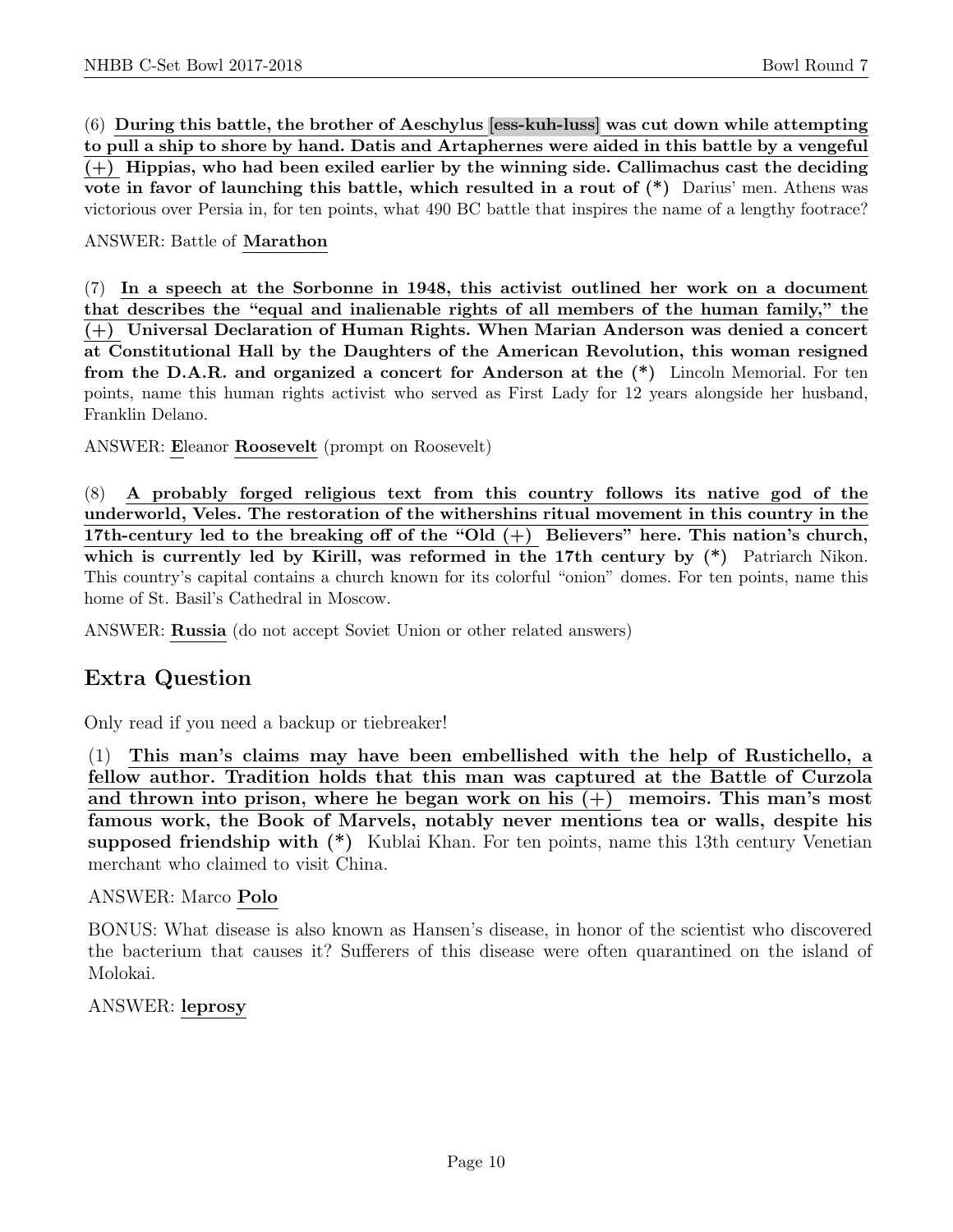(6) **During this battle, the brother of Aeschylus [ess-kuh-luss] was cut down while attempting to pull a ship to shore by hand. Datis and Artaphernes were aided in this battle by a vengeful (+) Hippias, who had been exiled earlier by the winning side. Callimachus cast the deciding vote in favor of launching this battle, which resulted in a rout of (*)** Darius' men. Athens was victorious over Persia in, for ten points, what 490 BC battle that inspires the name of a lengthy footrace?

ANSWER: Battle of **Marathon**

(7) **In a speech at the Sorbonne in 1948, this activist outlined her work on a document that describes the "equal and inalienable rights of all members of the human family," the (+) Universal Declaration of Human Rights. When Marian Anderson was denied a concert at Constitutional Hall by the Daughters of the American Revolution, this woman resigned from the D.A.R. and organized a concert for Anderson at the (*)** Lincoln Memorial. For ten points, name this human rights activist who served as First Lady for 12 years alongside her husband, Franklin Delano.

ANSWER: **E**leanor **Roosevelt** (prompt on Roosevelt)

(8) **A probably forged religious text from this country follows its native god of the underworld, Veles. The restoration of the withershins ritual movement in this country in the 17th-century led to the breaking off of the "Old (+) Believers" here. This nation's church, which is currently led by Kirill, was reformed in the 17th century by (*)** Patriarch Nikon. This country's capital contains a church known for its colorful "onion" domes. For ten points, name this home of St. Basil's Cathedral in Moscow.

ANSWER: **Russia** (do not accept Soviet Union or other related answers)

## Extra Question

Only read if you need a backup or tiebreaker!

(1) **This man's claims may have been embellished with the help of Rustichello, a fellow author. Tradition holds that this man was captured at the Battle of Curzola and thrown into prison, where he began work on his (+) memoirs. This man's most famous work, the Book of Marvels, notably never mentions tea or walls, despite his supposed friendship with (*)** Kublai Khan. For ten points, name this 13th century Venetian merchant who claimed to visit China.

ANSWER: Marco **Polo**

BONUS: What disease is also known as Hansen's disease, in honor of the scientist who discovered the bacterium that causes it? Sufferers of this disease were often quarantined on the island of Molokai.

ANSWER: **leprosy**